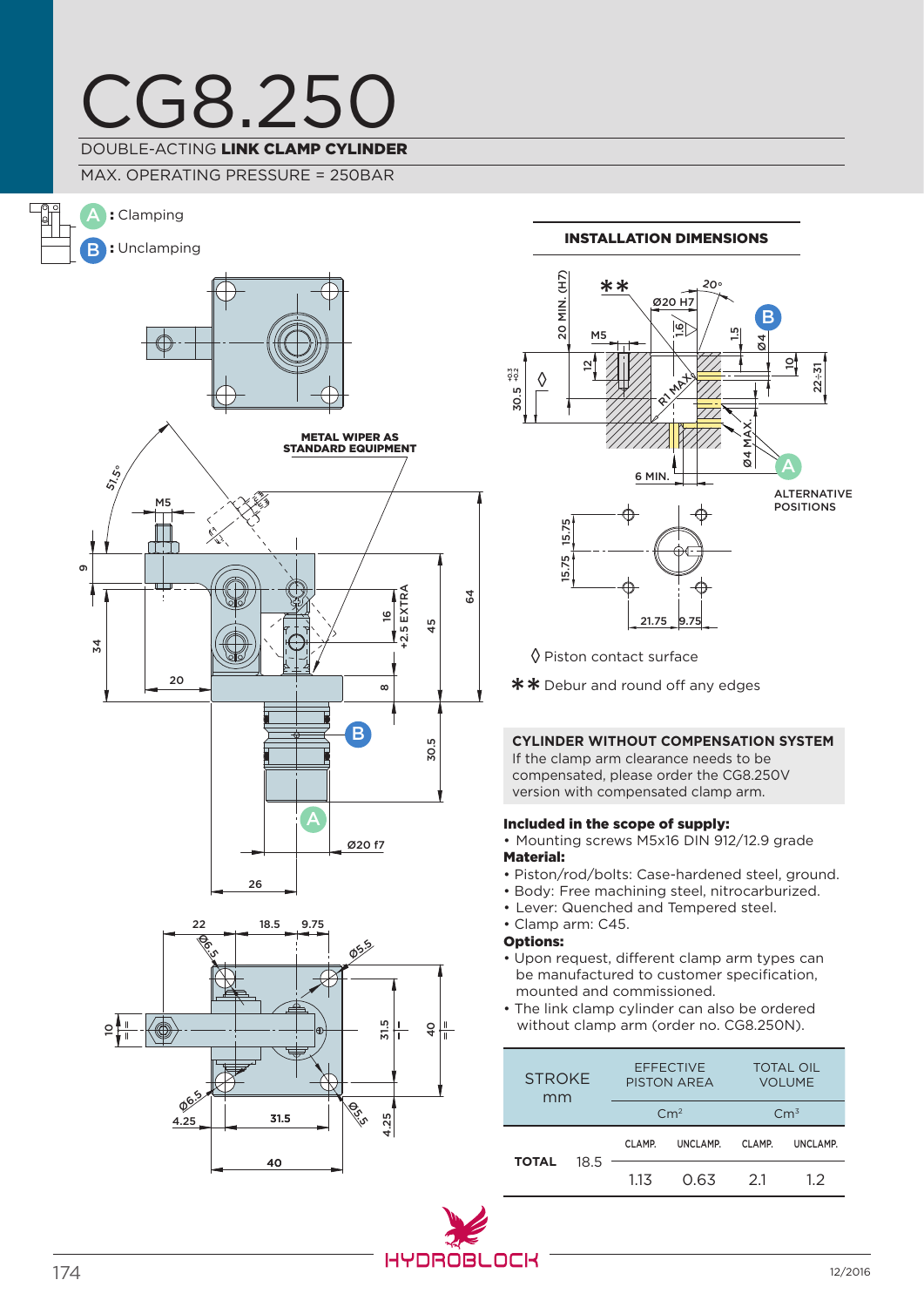# CG8.250

DOUBLE-ACTING **LINK CLAMP CYLINDER**

MAX. OPERATING PRESSURE = 250BAR

A : Clamping

B : Unclamping

METAL WIPER AS STANDARD EQUIPMENT

## INSTALLATION DIMENSIONS

ALTERNATIVE POSITIONS

◊ Piston contact surface

✱✱ Debur and round off any edges

### CYLINDER WITHOUT COMPENSATION SYSTEM

If the clamp arm clearance needs to be compensated, please order the CG8.250V version with compensated clamp arm.

**Included in the scope of supply:**

- Mounting screws M5x16 DIN 912/12.9 grade

**Material:**

- Piston/rod/bolts: Case-hardened steel, ground.
- Body: Free machining steel, nitrocarburized.
- Lever: Quenched and Tempered steel.
- Clamp arm: C45.

**Options:**

- Upon request, different clamp arm types can be manufactured to customer specification, mounted and commissioned.
- The link clamp cylinder can also be ordered without clamp arm (order no. CG8.250N).

| STROKE mm | | EFFECTIVE PISTON AREA | | TOTAL OIL VOLUME | |
|---|---|---|---|---|---|
| | | $Cm^2$ | | $Cm^3$ | |
| | | CLAMP. | UNCLAMP. | CLAMP. | UNCLAMP. |
| TOTAL | 18.5 | 1.13 | 0.63 | 2.1 | 1.2 |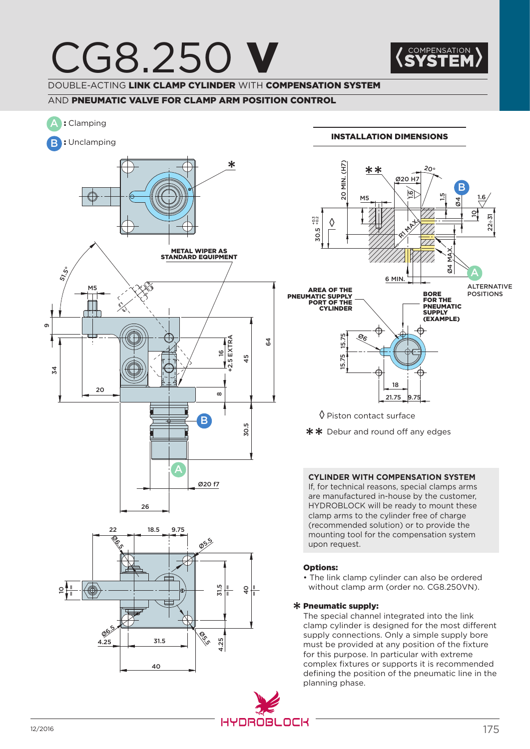# CG8.250 V

COMPENSATION SYSTEM

DOUBLE-ACTING **LINK CLAMP CYLINDER** WITH **COMPENSATION SYSTEM**

AND **PNEUMATIC VALVE FOR CLAMP ARM POSITION CONTROL**

A : Clamping

B : Unclamping

METAL WIPER AS STANDARD EQUIPMENT

51.5°

M5

9

34

20

16 +2.5 EXTRA

45

64

8

30.5

Ø20 f7

26

22 18.5 9.75

Ø6.5

Ø5.5

10

31.5

40

Ø6.5

4.25

31.5

Ø5.5

4.25

40

## INSTALLATION DIMENSIONS

20 MIN. (H7)

Ø20 H7

20°

M5

1.6

1.5

Ø4

1.6

10

22÷31

30.5 +0.3 +0.2

R1 MAX.

Ø4 MAX.

6 MIN.

ALTERNATIVE POSITIONS

AREA OF THE PNEUMATIC SUPPLY PORT OF THE CYLINDER

BORE FOR THE PNEUMATIC SUPPLY (EXAMPLE)

Ø6

15.75 15.75

18

21.75 9.75

◊ Piston contact surface

** Debur and round off any edges

### CYLINDER WITH COMPENSATION SYSTEM

If, for technical reasons, special clamps arms are manufactured in-house by the customer, HYDROBLOCK will be ready to mount these clamp arms to the cylinder free of charge (recommended solution) or to provide the mounting tool for the compensation system upon request.

**Options:**

- The link clamp cylinder can also be ordered without clamp arm (order no. CG8.250VN).

**\* Pneumatic supply:**

The special channel integrated into the link clamp cylinder is designed for the most different supply connections. Only a simple supply bore must be provided at any position of the fixture for this purpose. In particular with extreme complex fixtures or supports it is recommended defining the position of the pneumatic line in the planning phase.

12/2016